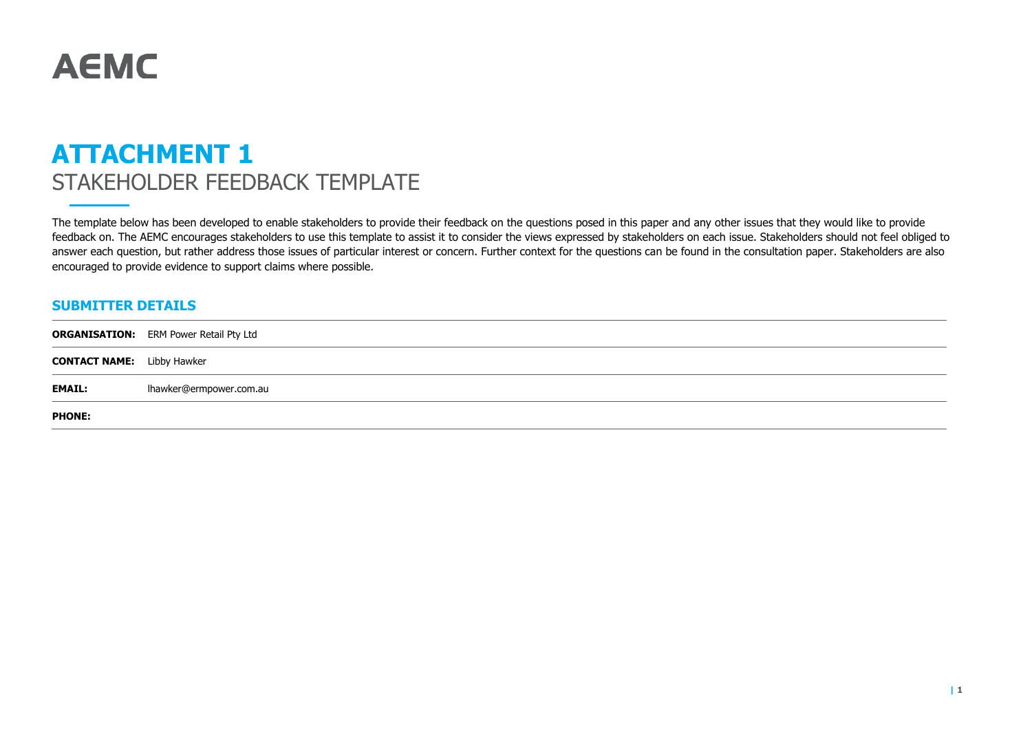AEMC

# ATTACHMENT 1
## STAKEHOLDER FEEDBACK TEMPLATE

The template below has been developed to enable stakeholders to provide their feedback on the questions posed in this paper and any other issues that they would like to provide feedback on. The AEMC encourages stakeholders to use this template to assist it to consider the views expressed by stakeholders on each issue. Stakeholders should not feel obliged to answer each question, but rather address those issues of particular interest or concern. Further context for the questions can be found in the consultation paper. Stakeholders are also encouraged to provide evidence to support claims where possible.

### SUBMITTER DETAILS

| | |
|---|---|
| **ORGANISATION:** | ERM Power Retail Pty Ltd |
| **CONTACT NAME:** | Libby Hawker |
| **EMAIL:** | lhawker@ermpower.com.au |
| **PHONE:** | |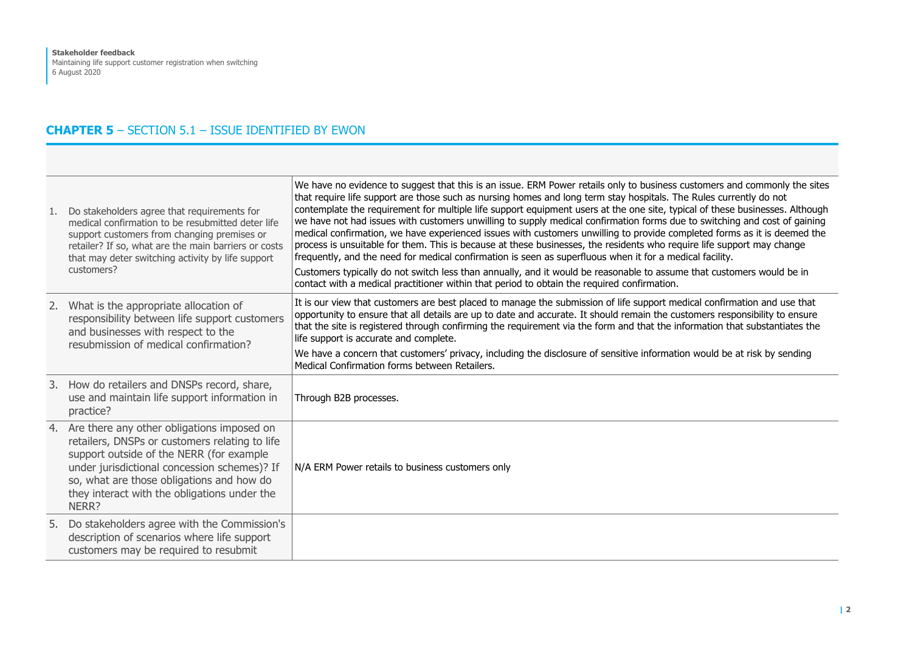## **CHAPTER 5** – SECTION 5.1 – ISSUE IDENTIFIED BY EWON

| | |
|---|---|
| 1. Do stakeholders agree that requirements for medical confirmation to be resubmitted deter life support customers from changing premises or retailer? If so, what are the main barriers or costs that may deter switching activity by life support customers? | We have no evidence to suggest that this is an issue. ERM Power retails only to business customers and commonly the sites that require life support are those such as nursing homes and long term stay hospitals. The Rules currently do not contemplate the requirement for multiple life support equipment users at the one site, typical of these businesses. Although we have not had issues with customers unwilling to supply medical confirmation forms due to switching and cost of gaining medical confirmation, we have experienced issues with customers unwilling to provide completed forms as it is deemed the process is unsuitable for them. This is because at these businesses, the residents who require life support may change frequently, and the need for medical confirmation is seen as superfluous when it for a medical facility.<br><br>Customers typically do not switch less than annually, and it would be reasonable to assume that customers would be in contact with a medical practitioner within that period to obtain the required confirmation. |
| 2. What is the appropriate allocation of responsibility between life support customers and businesses with respect to the resubmission of medical confirmation? | It is our view that customers are best placed to manage the submission of life support medical confirmation and use that opportunity to ensure that all details are up to date and accurate. It should remain the customers responsibility to ensure that the site is registered through confirming the requirement via the form and that the information that substantiates the life support is accurate and complete.<br><br>We have a concern that customers' privacy, including the disclosure of sensitive information would be at risk by sending Medical Confirmation forms between Retailers. |
| 3. How do retailers and DNSPs record, share, use and maintain life support information in practice? | Through B2B processes. |
| 4. Are there any other obligations imposed on retailers, DNSPs or customers relating to life support outside of the NERR (for example under jurisdictional concession schemes)? If so, what are those obligations and how do they interact with the obligations under the NERR? | N/A ERM Power retails to business customers only |
| 5. Do stakeholders agree with the Commission's description of scenarios where life support customers may be required to resubmit | |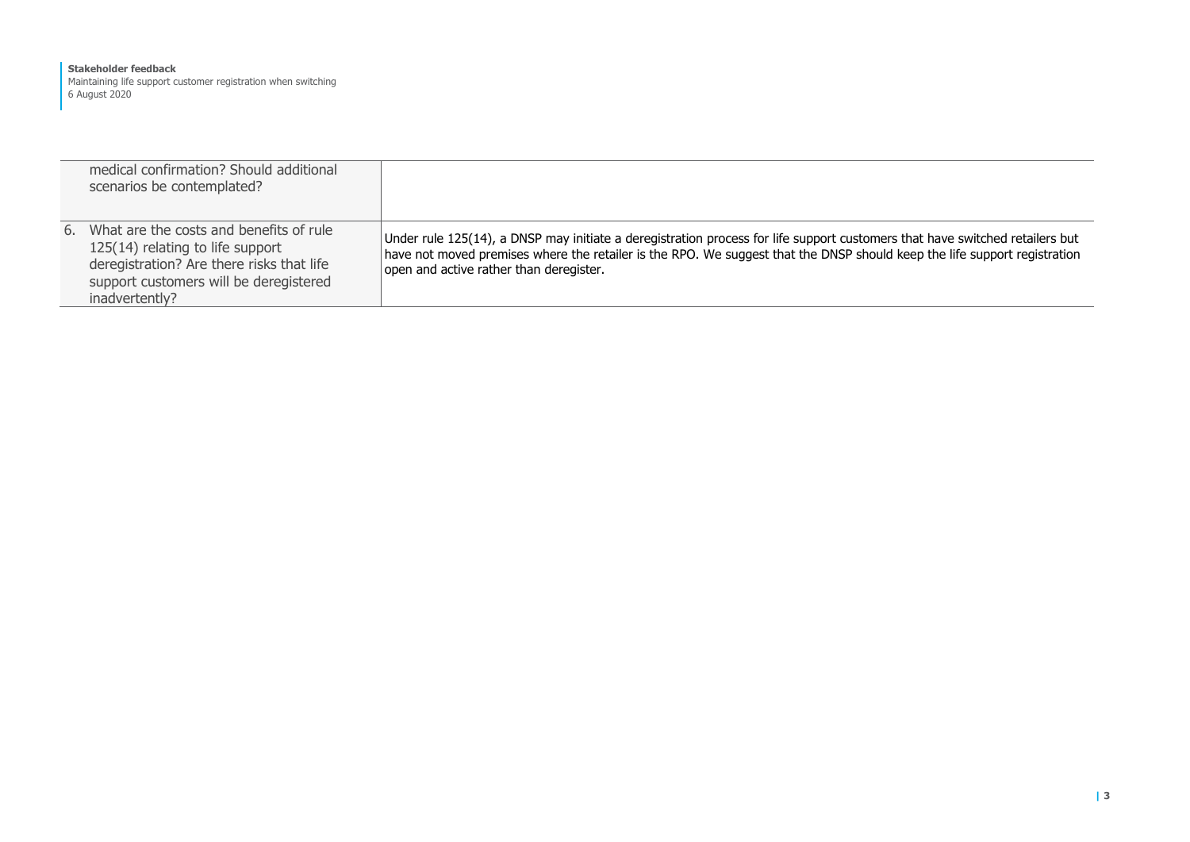| | |
|---|---|
| medical confirmation? Should additional scenarios be contemplated? | |
| 6. What are the costs and benefits of rule 125(14) relating to life support deregistration? Are there risks that life support customers will be deregistered inadvertently? | Under rule 125(14), a DNSP may initiate a deregistration process for life support customers that have switched retailers but have not moved premises where the retailer is the RPO. We suggest that the DNSP should keep the life support registration open and active rather than deregister. |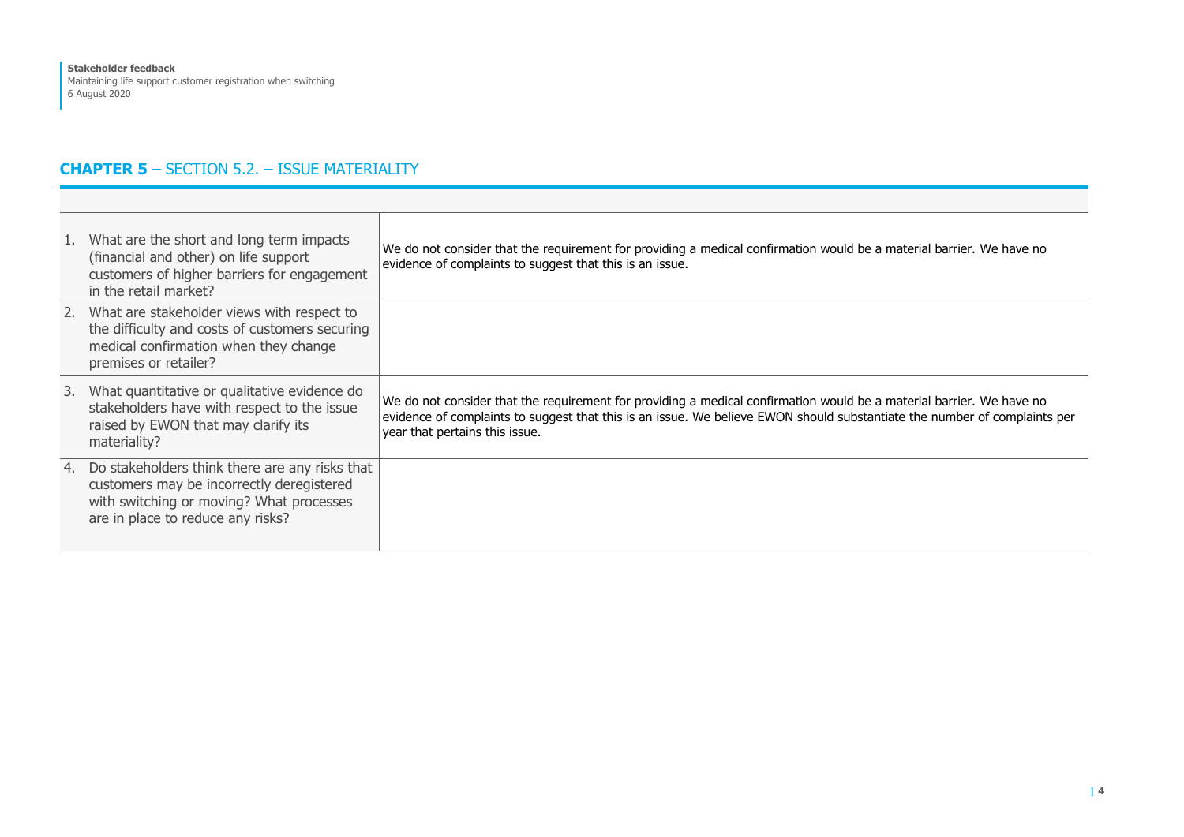## CHAPTER 5 – SECTION 5.2. – ISSUE MATERIALITY

| | |
|---|---|
| 1. What are the short and long term impacts (financial and other) on life support customers of higher barriers for engagement in the retail market? | We do not consider that the requirement for providing a medical confirmation would be a material barrier. We have no evidence of complaints to suggest that this is an issue. |
| 2. What are stakeholder views with respect to the difficulty and costs of customers securing medical confirmation when they change premises or retailer? | |
| 3. What quantitative or qualitative evidence do stakeholders have with respect to the issue raised by EWON that may clarify its materiality? | We do not consider that the requirement for providing a medical confirmation would be a material barrier. We have no evidence of complaints to suggest that this is an issue. We believe EWON should substantiate the number of complaints per year that pertains this issue. |
| 4. Do stakeholders think there are any risks that customers may be incorrectly deregistered with switching or moving? What processes are in place to reduce any risks? | |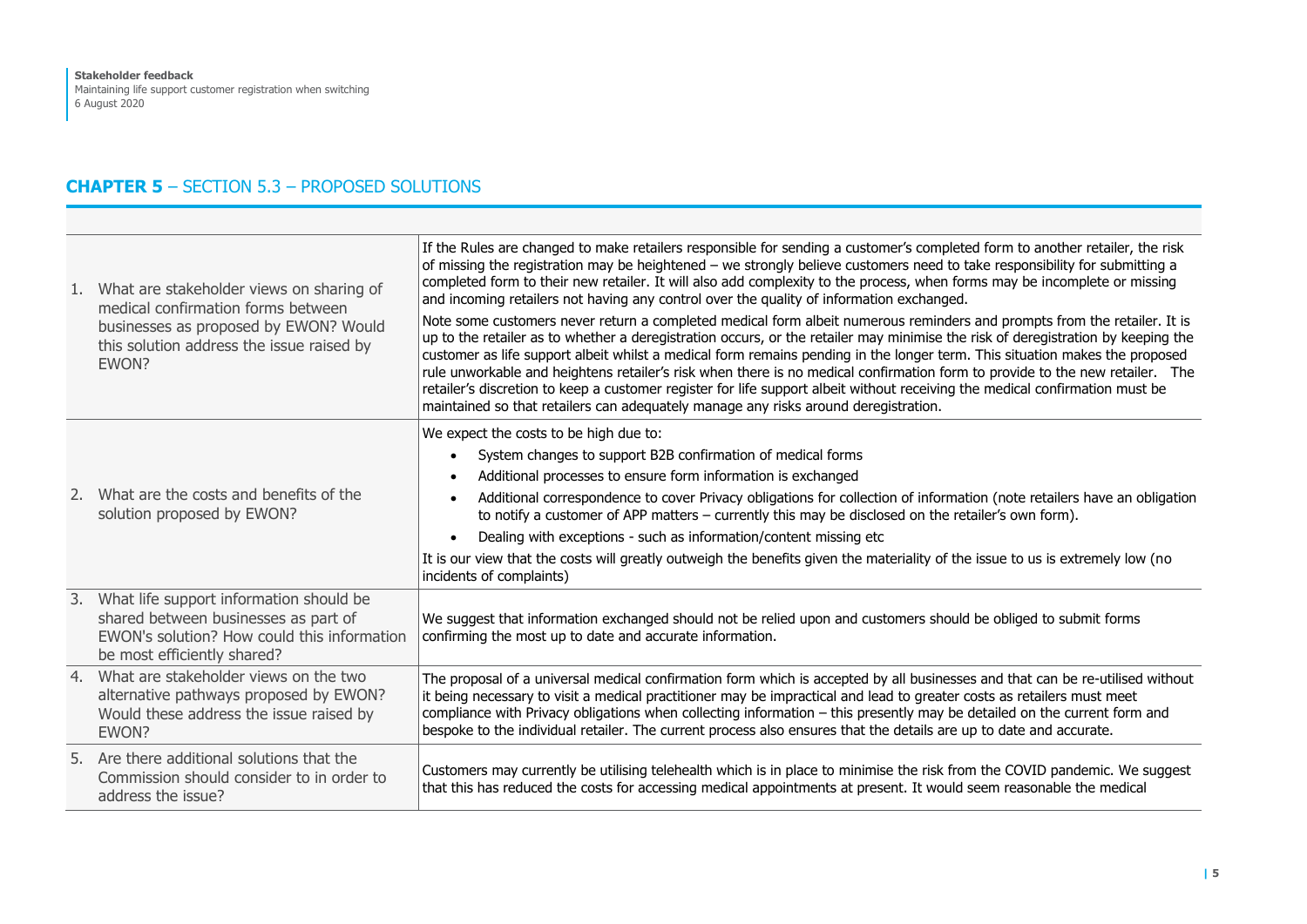## CHAPTER 5 – SECTION 5.3 – PROPOSED SOLUTIONS

| | |
|---|---|
| 1. What are stakeholder views on sharing of medical confirmation forms between businesses as proposed by EWON? Would this solution address the issue raised by EWON? | If the Rules are changed to make retailers responsible for sending a customer's completed form to another retailer, the risk of missing the registration may be heightened – we strongly believe customers need to take responsibility for submitting a completed form to their new retailer. It will also add complexity to the process, when forms may be incomplete or missing and incoming retailers not having any control over the quality of information exchanged.<br><br>Note some customers never return a completed medical form albeit numerous reminders and prompts from the retailer. It is up to the retailer as to whether a deregistration occurs, or the retailer may minimise the risk of deregistration by keeping the customer as life support albeit whilst a medical form remains pending in the longer term. This situation makes the proposed rule unworkable and heightens retailer's risk when there is no medical confirmation form to provide to the new retailer. The retailer's discretion to keep a customer register for life support albeit without receiving the medical confirmation must be maintained so that retailers can adequately manage any risks around deregistration. |
| 2. What are the costs and benefits of the solution proposed by EWON? | We expect the costs to be high due to:<br>• System changes to support B2B confirmation of medical forms<br>• Additional processes to ensure form information is exchanged<br>• Additional correspondence to cover Privacy obligations for collection of information (note retailers have an obligation to notify a customer of APP matters – currently this may be disclosed on the retailer's own form).<br>• Dealing with exceptions - such as information/content missing etc<br><br>It is our view that the costs will greatly outweigh the benefits given the materiality of the issue to us is extremely low (no incidents of complaints) |
| 3. What life support information should be shared between businesses as part of EWON's solution? How could this information be most efficiently shared? | We suggest that information exchanged should not be relied upon and customers should be obliged to submit forms confirming the most up to date and accurate information. |
| 4. What are stakeholder views on the two alternative pathways proposed by EWON? Would these address the issue raised by EWON? | The proposal of a universal medical confirmation form which is accepted by all businesses and that can be re-utilised without it being necessary to visit a medical practitioner may be impractical and lead to greater costs as retailers must meet compliance with Privacy obligations when collecting information – this presently may be detailed on the current form and bespoke to the individual retailer. The current process also ensures that the details are up to date and accurate. |
| 5. Are there additional solutions that the Commission should consider to in order to address the issue? | Customers may currently be utilising telehealth which is in place to minimise the risk from the COVID pandemic. We suggest that this has reduced the costs for accessing medical appointments at present. It would seem reasonable the medical |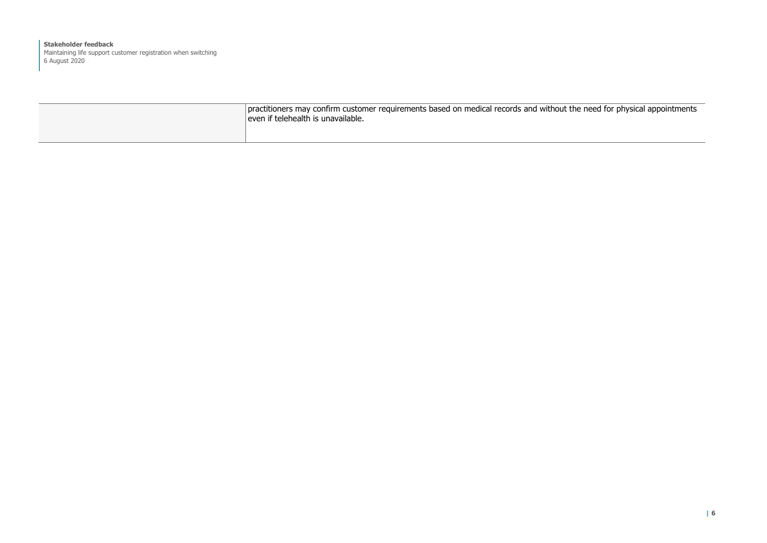| | |
|---|---|
| | practitioners may confirm customer requirements based on medical records and without the need for physical appointments even if telehealth is unavailable. |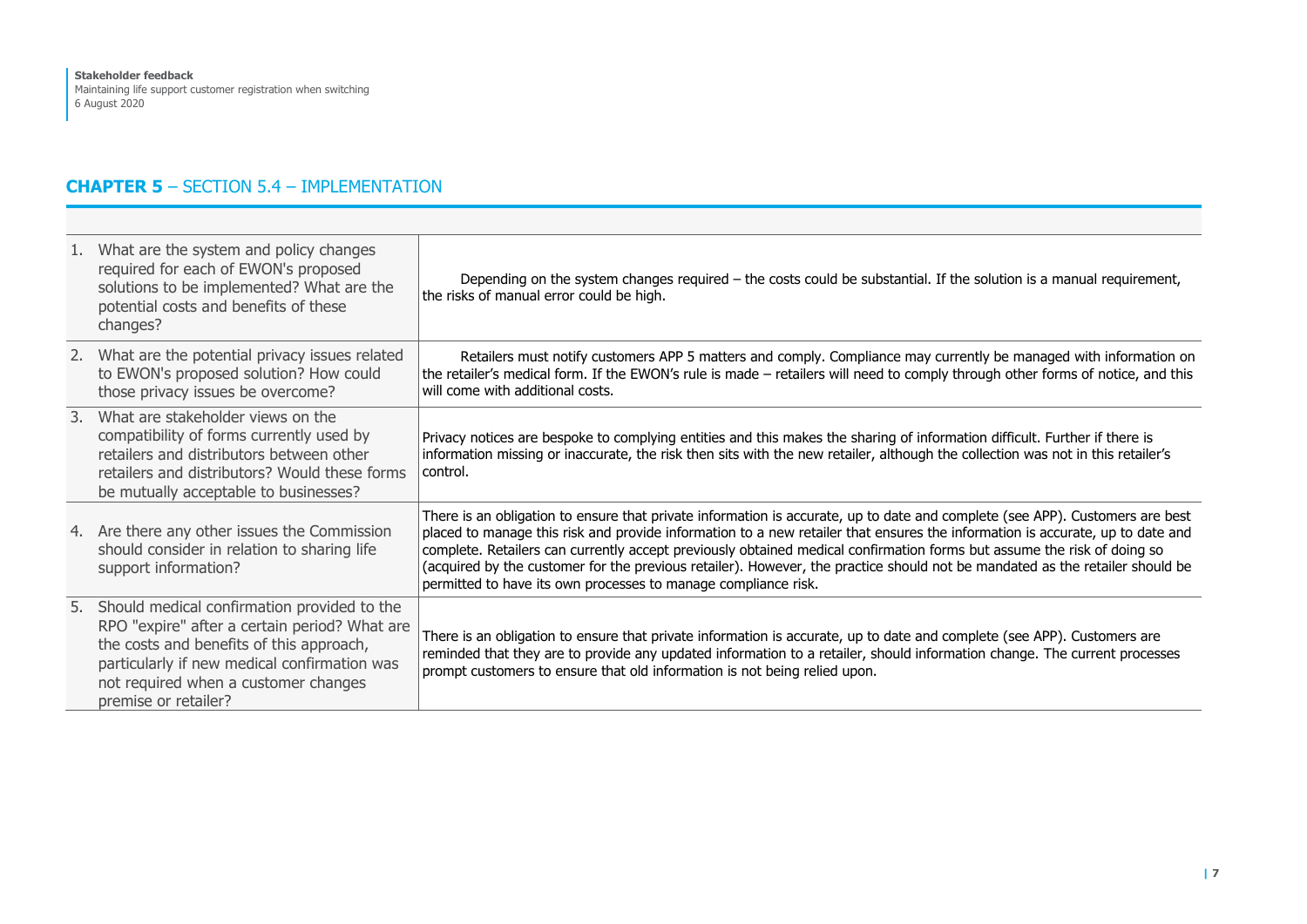## **CHAPTER 5** – SECTION 5.4 – IMPLEMENTATION

| | |
|---|---|
| 1. What are the system and policy changes required for each of EWON's proposed solutions to be implemented? What are the potential costs and benefits of these changes? | Depending on the system changes required – the costs could be substantial. If the solution is a manual requirement, the risks of manual error could be high. |
| 2. What are the potential privacy issues related to EWON's proposed solution? How could those privacy issues be overcome? | Retailers must notify customers APP 5 matters and comply. Compliance may currently be managed with information on the retailer's medical form. If the EWON's rule is made – retailers will need to comply through other forms of notice, and this will come with additional costs. |
| 3. What are stakeholder views on the compatibility of forms currently used by retailers and distributors between other retailers and distributors? Would these forms be mutually acceptable to businesses? | Privacy notices are bespoke to complying entities and this makes the sharing of information difficult. Further if there is information missing or inaccurate, the risk then sits with the new retailer, although the collection was not in this retailer's control. |
| 4. Are there any other issues the Commission should consider in relation to sharing life support information? | There is an obligation to ensure that private information is accurate, up to date and complete (see APP). Customers are best placed to manage this risk and provide information to a new retailer that ensures the information is accurate, up to date and complete. Retailers can currently accept previously obtained medical confirmation forms but assume the risk of doing so (acquired by the customer for the previous retailer). However, the practice should not be mandated as the retailer should be permitted to have its own processes to manage compliance risk. |
| 5. Should medical confirmation provided to the RPO "expire" after a certain period? What are the costs and benefits of this approach, particularly if new medical confirmation was not required when a customer changes premise or retailer? | There is an obligation to ensure that private information is accurate, up to date and complete (see APP). Customers are reminded that they are to provide any updated information to a retailer, should information change. The current processes prompt customers to ensure that old information is not being relied upon. |